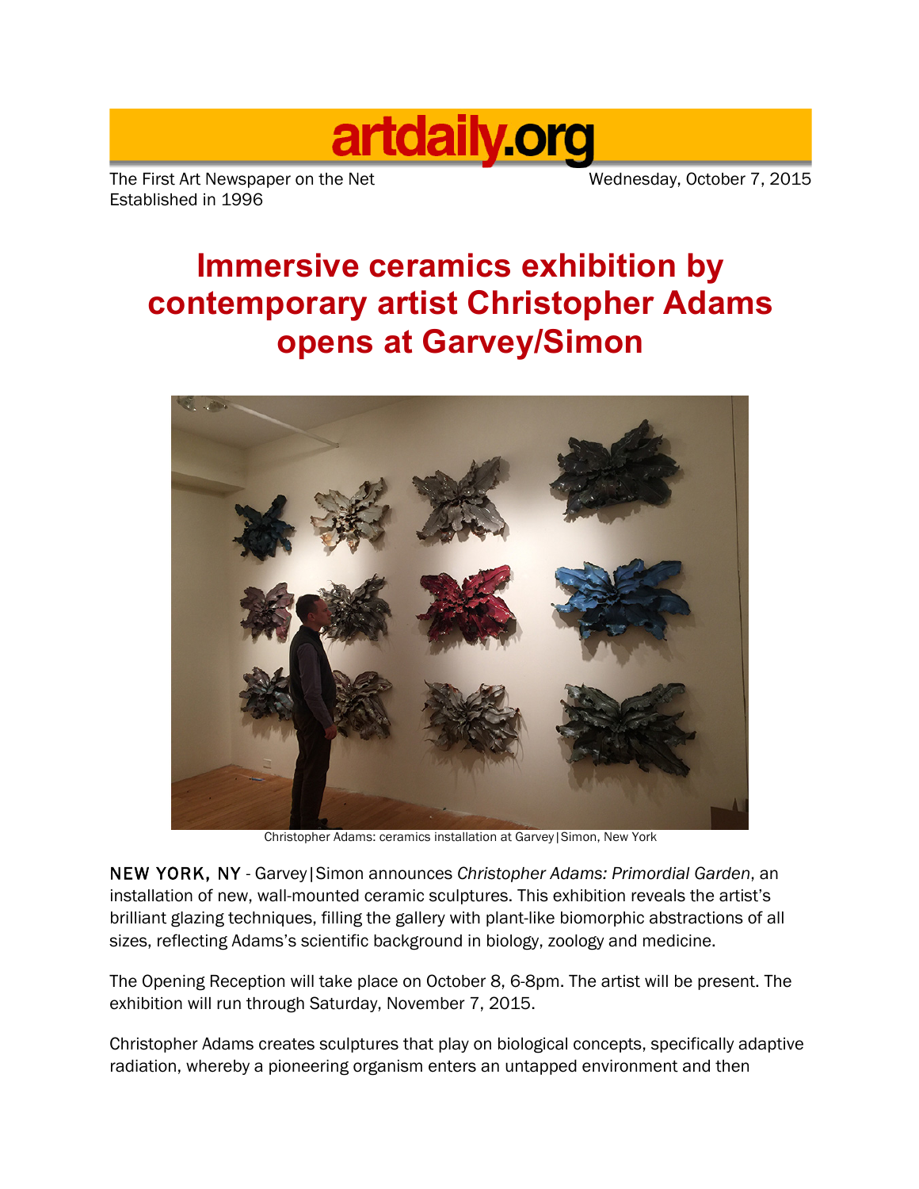artdaily.org

The First Art Newspaper on the Net
Established in 1996

Wednesday, October 7, 2015

# Immersive ceramics exhibition by contemporary artist Christopher Adams opens at Garvey/Simon

Christopher Adams: ceramics installation at Garvey|Simon, New York

NEW YORK, NY - Garvey|Simon announces *Christopher Adams: Primordial Garden*, an installation of new, wall-mounted ceramic sculptures. This exhibition reveals the artist's brilliant glazing techniques, filling the gallery with plant-like biomorphic abstractions of all sizes, reflecting Adams's scientific background in biology, zoology and medicine.

The Opening Reception will take place on October 8, 6-8pm. The artist will be present. The exhibition will run through Saturday, November 7, 2015.

Christopher Adams creates sculptures that play on biological concepts, specifically adaptive radiation, whereby a pioneering organism enters an untapped environment and then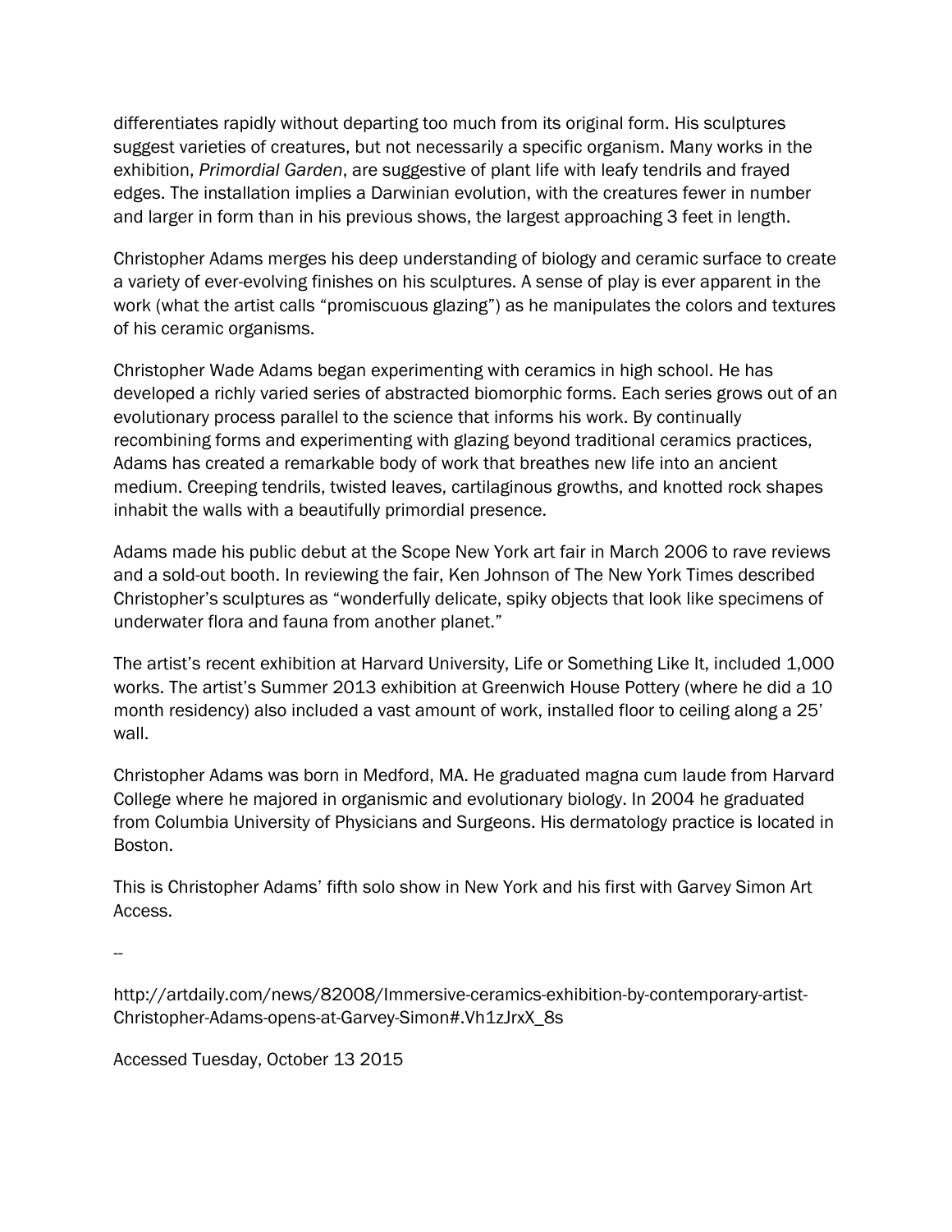differentiates rapidly without departing too much from its original form. His sculptures suggest varieties of creatures, but not necessarily a specific organism. Many works in the exhibition, *Primordial Garden*, are suggestive of plant life with leafy tendrils and frayed edges. The installation implies a Darwinian evolution, with the creatures fewer in number and larger in form than in his previous shows, the largest approaching 3 feet in length.

Christopher Adams merges his deep understanding of biology and ceramic surface to create a variety of ever-evolving finishes on his sculptures. A sense of play is ever apparent in the work (what the artist calls "promiscuous glazing") as he manipulates the colors and textures of his ceramic organisms.

Christopher Wade Adams began experimenting with ceramics in high school. He has developed a richly varied series of abstracted biomorphic forms. Each series grows out of an evolutionary process parallel to the science that informs his work. By continually recombining forms and experimenting with glazing beyond traditional ceramics practices, Adams has created a remarkable body of work that breathes new life into an ancient medium. Creeping tendrils, twisted leaves, cartilaginous growths, and knotted rock shapes inhabit the walls with a beautifully primordial presence.

Adams made his public debut at the Scope New York art fair in March 2006 to rave reviews and a sold-out booth. In reviewing the fair, Ken Johnson of The New York Times described Christopher's sculptures as "wonderfully delicate, spiky objects that look like specimens of underwater flora and fauna from another planet."

The artist's recent exhibition at Harvard University, Life or Something Like It, included 1,000 works. The artist's Summer 2013 exhibition at Greenwich House Pottery (where he did a 10 month residency) also included a vast amount of work, installed floor to ceiling along a 25' wall.

Christopher Adams was born in Medford, MA. He graduated magna cum laude from Harvard College where he majored in organismic and evolutionary biology. In 2004 he graduated from Columbia University of Physicians and Surgeons. His dermatology practice is located in Boston.

This is Christopher Adams' fifth solo show in New York and his first with Garvey Simon Art Access.

--

http://artdaily.com/news/82008/Immersive-ceramics-exhibition-by-contemporary-artist-Christopher-Adams-opens-at-Garvey-Simon#.Vh1zJrxX_8s

Accessed Tuesday, October 13 2015